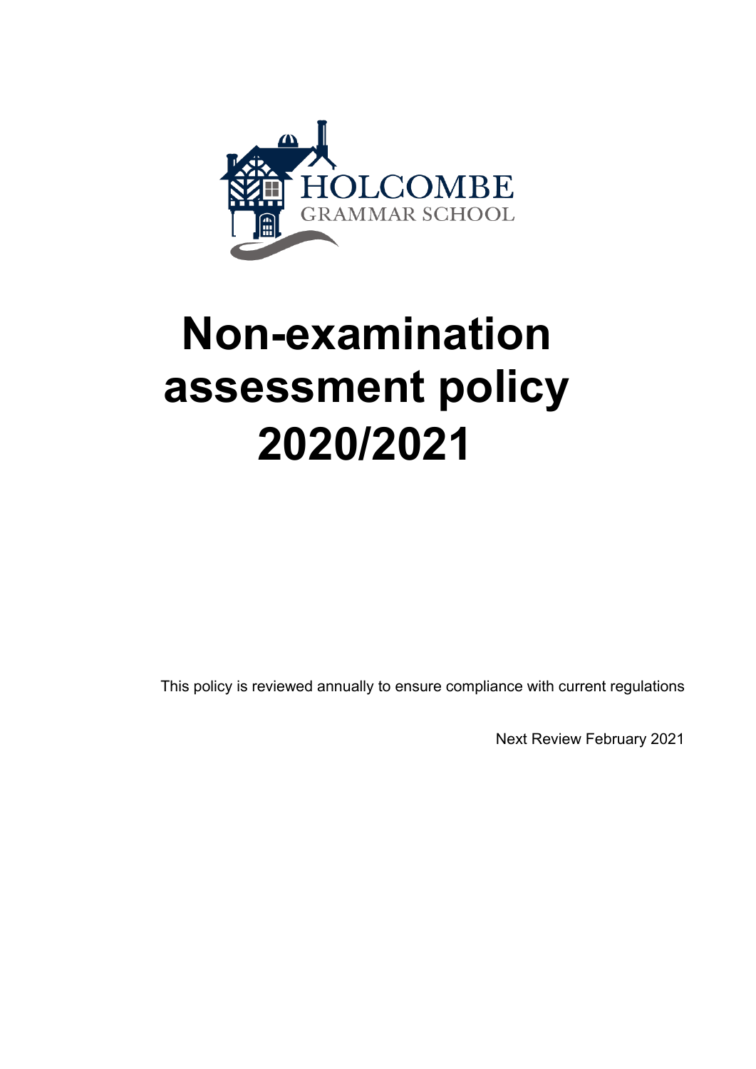HOLCOMBE
GRAMMAR SCHOOL

# Non-examination assessment policy 2020/2021

This policy is reviewed annually to ensure compliance with current regulations

Next Review February 2021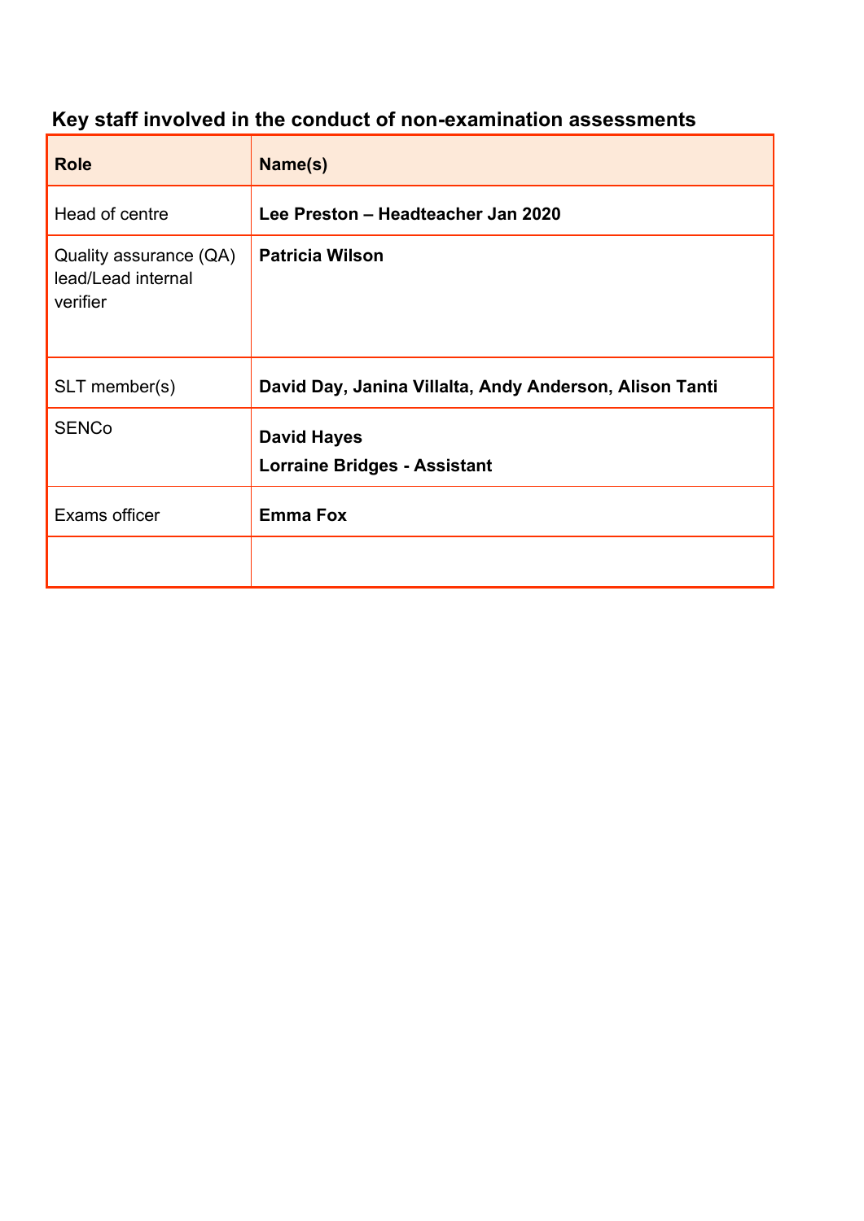## Key staff involved in the conduct of non-examination assessments

| Role | Name(s) |
|---|---|
| Head of centre | **Lee Preston – Headteacher Jan 2020** |
| Quality assurance (QA) lead/Lead internal verifier | **Patricia Wilson** |
| SLT member(s) | **David Day, Janina Villalta, Andy Anderson, Alison Tanti** |
| SENCo | **David Hayes**<br>**Lorraine Bridges - Assistant** |
| Exams officer | **Emma Fox** |
| | |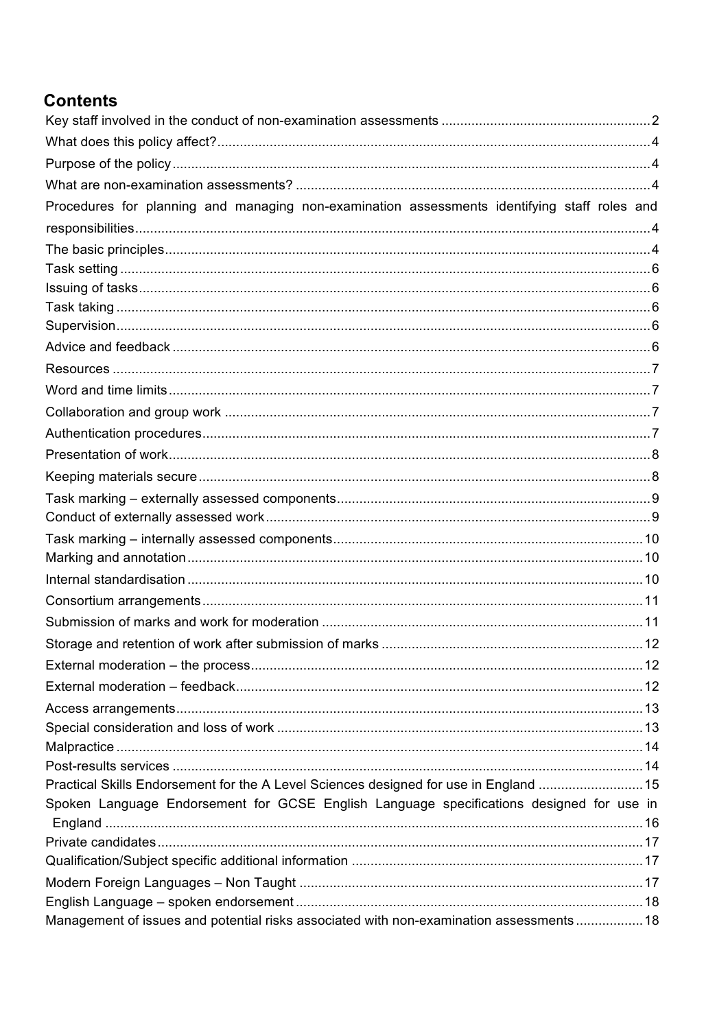## Contents

- Key staff involved in the conduct of non-examination assessments ........ 2
- What does this policy affect? ........ 4
- Purpose of the policy ........ 4
- What are non-examination assessments? ........ 4
- Procedures for planning and managing non-examination assessments identifying staff roles and responsibilities ........ 4
- The basic principles ........ 4
- Task setting ........ 6
- Issuing of tasks ........ 6
- Task taking ........ 6
- Supervision ........ 6
- Advice and feedback ........ 6
- Resources ........ 7
- Word and time limits ........ 7
- Collaboration and group work ........ 7
- Authentication procedures ........ 7
- Presentation of work ........ 8
- Keeping materials secure ........ 8
- Task marking – externally assessed components ........ 9
- Conduct of externally assessed work ........ 9
- Task marking – internally assessed components ........ 10
- Marking and annotation ........ 10
- Internal standardisation ........ 10
- Consortium arrangements ........ 11
- Submission of marks and work for moderation ........ 11
- Storage and retention of work after submission of marks ........ 12
- External moderation – the process ........ 12
- External moderation – feedback ........ 12
- Access arrangements ........ 13
- Special consideration and loss of work ........ 13
- Malpractice ........ 14
- Post-results services ........ 14
- Practical Skills Endorsement for the A Level Sciences designed for use in England ........ 15
- Spoken Language Endorsement for GCSE English Language specifications designed for use in England ........ 16
- Private candidates ........ 17
- Qualification/Subject specific additional information ........ 17
- Modern Foreign Languages – Non Taught ........ 17
- English Language – spoken endorsement ........ 18
- Management of issues and potential risks associated with non-examination assessments ........ 18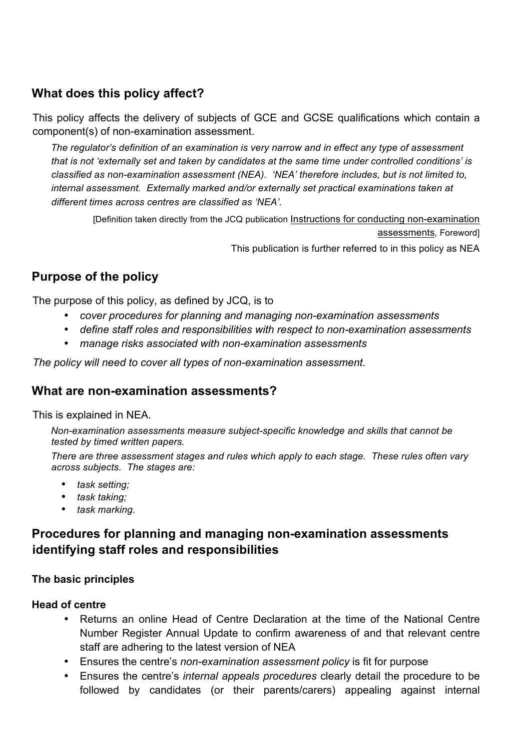## What does this policy affect?

This policy affects the delivery of subjects of GCE and GCSE qualifications which contain a component(s) of non-examination assessment.

*The regulator's definition of an examination is very narrow and in effect any type of assessment that is not 'externally set and taken by candidates at the same time under controlled conditions' is classified as non-examination assessment (NEA). 'NEA' therefore includes, but is not limited to, internal assessment. Externally marked and/or externally set practical examinations taken at different times across centres are classified as 'NEA'.*

[Definition taken directly from the JCQ publication Instructions for conducting non-examination assessments*,* Foreword]

This publication is further referred to in this policy as NEA

## Purpose of the policy

The purpose of this policy, as defined by JCQ, is to

- *cover procedures for planning and managing non-examination assessments*
- *define staff roles and responsibilities with respect to non-examination assessments*
- *manage risks associated with non-examination assessments*

*The policy will need to cover all types of non-examination assessment.*

## What are non-examination assessments?

This is explained in NEA.

*Non-examination assessments measure subject-specific knowledge and skills that cannot be tested by timed written papers.*

*There are three assessment stages and rules which apply to each stage. These rules often vary across subjects. The stages are:*

- *task setting;*
- *task taking;*
- *task marking.*

## Procedures for planning and managing non-examination assessments identifying staff roles and responsibilities

### The basic principles

#### Head of centre

- Returns an online Head of Centre Declaration at the time of the National Centre Number Register Annual Update to confirm awareness of and that relevant centre staff are adhering to the latest version of NEA
- Ensures the centre's *non-examination assessment policy* is fit for purpose
- Ensures the centre's *internal appeals procedures* clearly detail the procedure to be followed by candidates (or their parents/carers) appealing against internal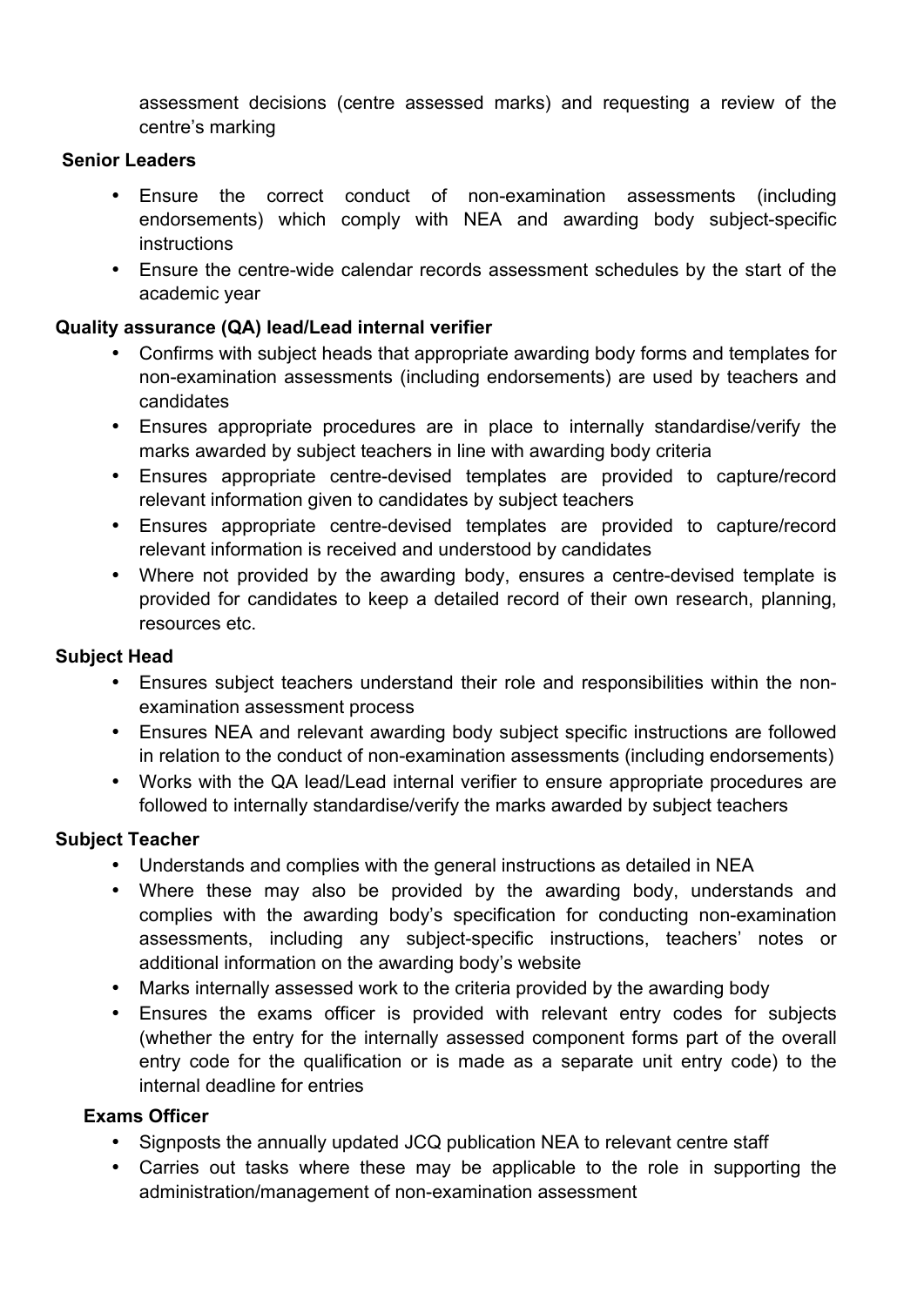assessment decisions (centre assessed marks) and requesting a review of the centre's marking

**Senior Leaders**

- Ensure the correct conduct of non-examination assessments (including endorsements) which comply with NEA and awarding body subject-specific instructions
- Ensure the centre-wide calendar records assessment schedules by the start of the academic year

**Quality assurance (QA) lead/Lead internal verifier**

- Confirms with subject heads that appropriate awarding body forms and templates for non-examination assessments (including endorsements) are used by teachers and candidates
- Ensures appropriate procedures are in place to internally standardise/verify the marks awarded by subject teachers in line with awarding body criteria
- Ensures appropriate centre-devised templates are provided to capture/record relevant information given to candidates by subject teachers
- Ensures appropriate centre-devised templates are provided to capture/record relevant information is received and understood by candidates
- Where not provided by the awarding body, ensures a centre-devised template is provided for candidates to keep a detailed record of their own research, planning, resources etc.

**Subject Head**

- Ensures subject teachers understand their role and responsibilities within the non-examination assessment process
- Ensures NEA and relevant awarding body subject specific instructions are followed in relation to the conduct of non-examination assessments (including endorsements)
- Works with the QA lead/Lead internal verifier to ensure appropriate procedures are followed to internally standardise/verify the marks awarded by subject teachers

**Subject Teacher**

- Understands and complies with the general instructions as detailed in NEA
- Where these may also be provided by the awarding body, understands and complies with the awarding body's specification for conducting non-examination assessments, including any subject-specific instructions, teachers' notes or additional information on the awarding body's website
- Marks internally assessed work to the criteria provided by the awarding body
- Ensures the exams officer is provided with relevant entry codes for subjects (whether the entry for the internally assessed component forms part of the overall entry code for the qualification or is made as a separate unit entry code) to the internal deadline for entries

**Exams Officer**

- Signposts the annually updated JCQ publication NEA to relevant centre staff
- Carries out tasks where these may be applicable to the role in supporting the administration/management of non-examination assessment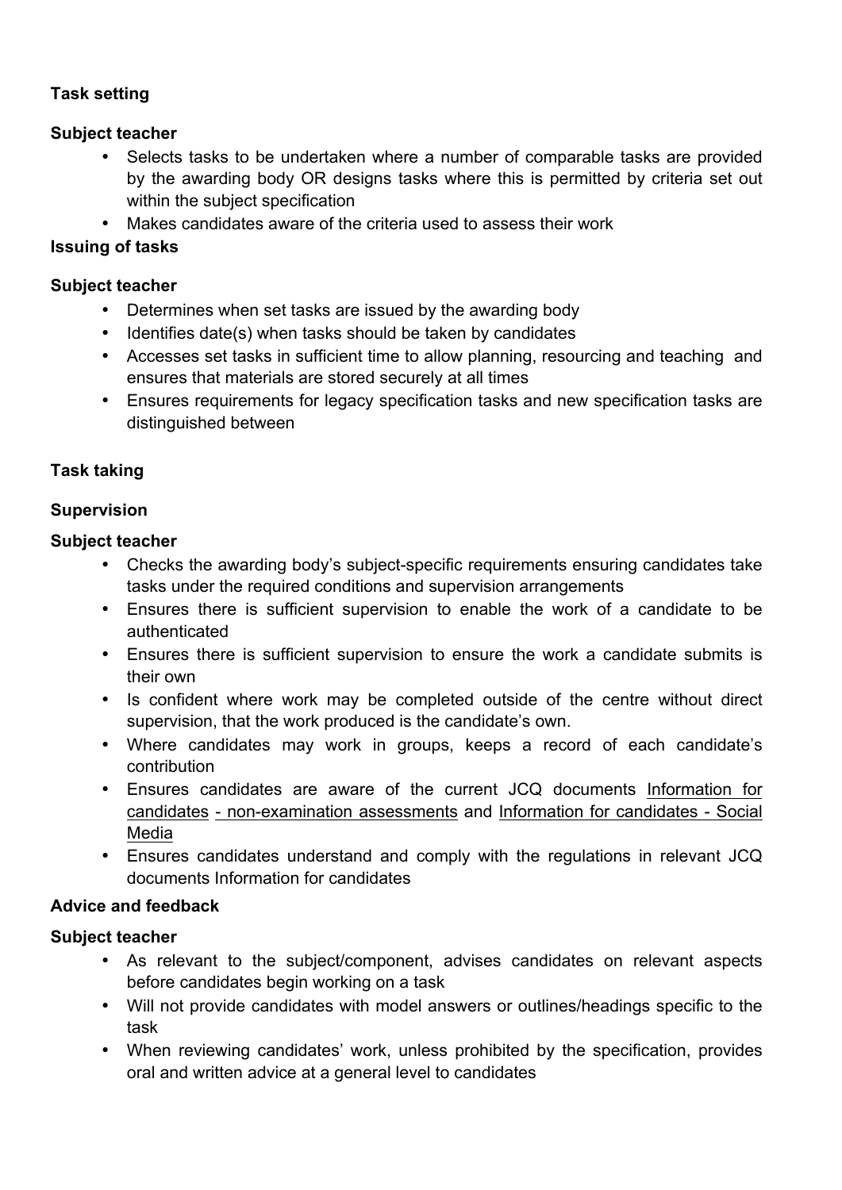**Task setting**

**Subject teacher**

- Selects tasks to be undertaken where a number of comparable tasks are provided by the awarding body OR designs tasks where this is permitted by criteria set out within the subject specification
- Makes candidates aware of the criteria used to assess their work

**Issuing of tasks**

**Subject teacher**

- Determines when set tasks are issued by the awarding body
- Identifies date(s) when tasks should be taken by candidates
- Accesses set tasks in sufficient time to allow planning, resourcing and teaching and ensures that materials are stored securely at all times
- Ensures requirements for legacy specification tasks and new specification tasks are distinguished between

**Task taking**

**Supervision**

**Subject teacher**

- Checks the awarding body's subject-specific requirements ensuring candidates take tasks under the required conditions and supervision arrangements
- Ensures there is sufficient supervision to enable the work of a candidate to be authenticated
- Ensures there is sufficient supervision to ensure the work a candidate submits is their own
- Is confident where work may be completed outside of the centre without direct supervision, that the work produced is the candidate's own.
- Where candidates may work in groups, keeps a record of each candidate's contribution
- Ensures candidates are aware of the current JCQ documents Information for candidates - non-examination assessments and Information for candidates - Social Media
- Ensures candidates understand and comply with the regulations in relevant JCQ documents Information for candidates

**Advice and feedback**

**Subject teacher**

- As relevant to the subject/component, advises candidates on relevant aspects before candidates begin working on a task
- Will not provide candidates with model answers or outlines/headings specific to the task
- When reviewing candidates' work, unless prohibited by the specification, provides oral and written advice at a general level to candidates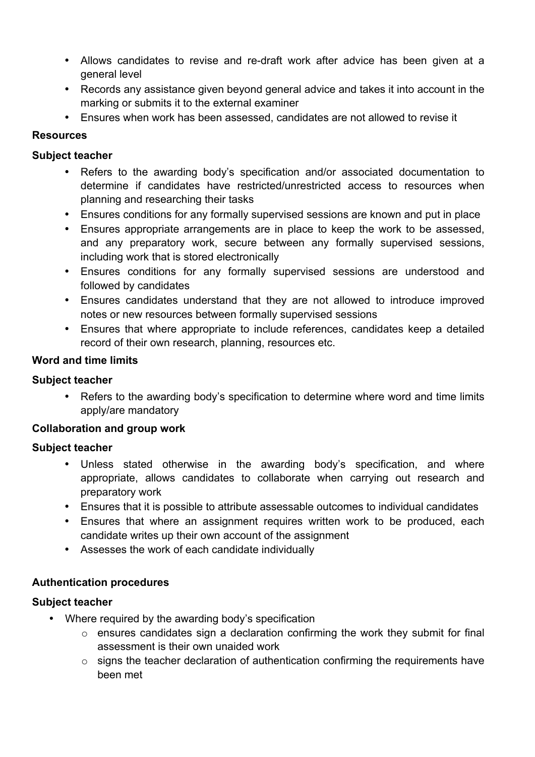- Allows candidates to revise and re-draft work after advice has been given at a general level
- Records any assistance given beyond general advice and takes it into account in the marking or submits it to the external examiner
- Ensures when work has been assessed, candidates are not allowed to revise it

**Resources**

**Subject teacher**

- Refers to the awarding body's specification and/or associated documentation to determine if candidates have restricted/unrestricted access to resources when planning and researching their tasks
- Ensures conditions for any formally supervised sessions are known and put in place
- Ensures appropriate arrangements are in place to keep the work to be assessed, and any preparatory work, secure between any formally supervised sessions, including work that is stored electronically
- Ensures conditions for any formally supervised sessions are understood and followed by candidates
- Ensures candidates understand that they are not allowed to introduce improved notes or new resources between formally supervised sessions
- Ensures that where appropriate to include references, candidates keep a detailed record of their own research, planning, resources etc.

**Word and time limits**

**Subject teacher**

- Refers to the awarding body's specification to determine where word and time limits apply/are mandatory

**Collaboration and group work**

**Subject teacher**

- Unless stated otherwise in the awarding body's specification, and where appropriate, allows candidates to collaborate when carrying out research and preparatory work
- Ensures that it is possible to attribute assessable outcomes to individual candidates
- Ensures that where an assignment requires written work to be produced, each candidate writes up their own account of the assignment
- Assesses the work of each candidate individually

**Authentication procedures**

**Subject teacher**

- Where required by the awarding body's specification
  - ensures candidates sign a declaration confirming the work they submit for final assessment is their own unaided work
  - signs the teacher declaration of authentication confirming the requirements have been met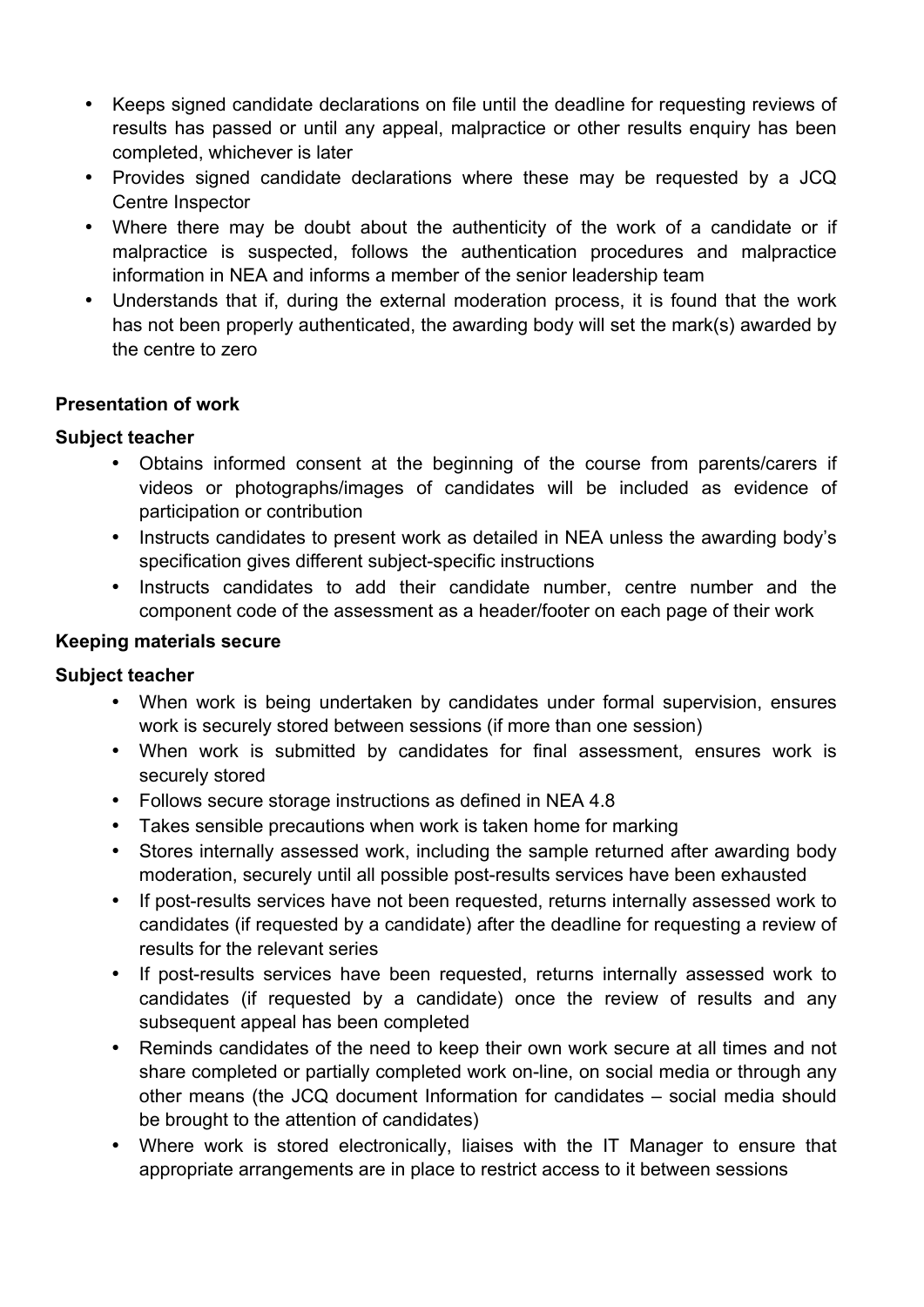- Keeps signed candidate declarations on file until the deadline for requesting reviews of results has passed or until any appeal, malpractice or other results enquiry has been completed, whichever is later
- Provides signed candidate declarations where these may be requested by a JCQ Centre Inspector
- Where there may be doubt about the authenticity of the work of a candidate or if malpractice is suspected, follows the authentication procedures and malpractice information in NEA and informs a member of the senior leadership team
- Understands that if, during the external moderation process, it is found that the work has not been properly authenticated, the awarding body will set the mark(s) awarded by the centre to zero

**Presentation of work**

**Subject teacher**

- Obtains informed consent at the beginning of the course from parents/carers if videos or photographs/images of candidates will be included as evidence of participation or contribution
- Instructs candidates to present work as detailed in NEA unless the awarding body's specification gives different subject-specific instructions
- Instructs candidates to add their candidate number, centre number and the component code of the assessment as a header/footer on each page of their work

**Keeping materials secure**

**Subject teacher**

- When work is being undertaken by candidates under formal supervision, ensures work is securely stored between sessions (if more than one session)
- When work is submitted by candidates for final assessment, ensures work is securely stored
- Follows secure storage instructions as defined in NEA 4.8
- Takes sensible precautions when work is taken home for marking
- Stores internally assessed work, including the sample returned after awarding body moderation, securely until all possible post-results services have been exhausted
- If post-results services have not been requested, returns internally assessed work to candidates (if requested by a candidate) after the deadline for requesting a review of results for the relevant series
- If post-results services have been requested, returns internally assessed work to candidates (if requested by a candidate) once the review of results and any subsequent appeal has been completed
- Reminds candidates of the need to keep their own work secure at all times and not share completed or partially completed work on-line, on social media or through any other means (the JCQ document Information for candidates – social media should be brought to the attention of candidates)
- Where work is stored electronically, liaises with the IT Manager to ensure that appropriate arrangements are in place to restrict access to it between sessions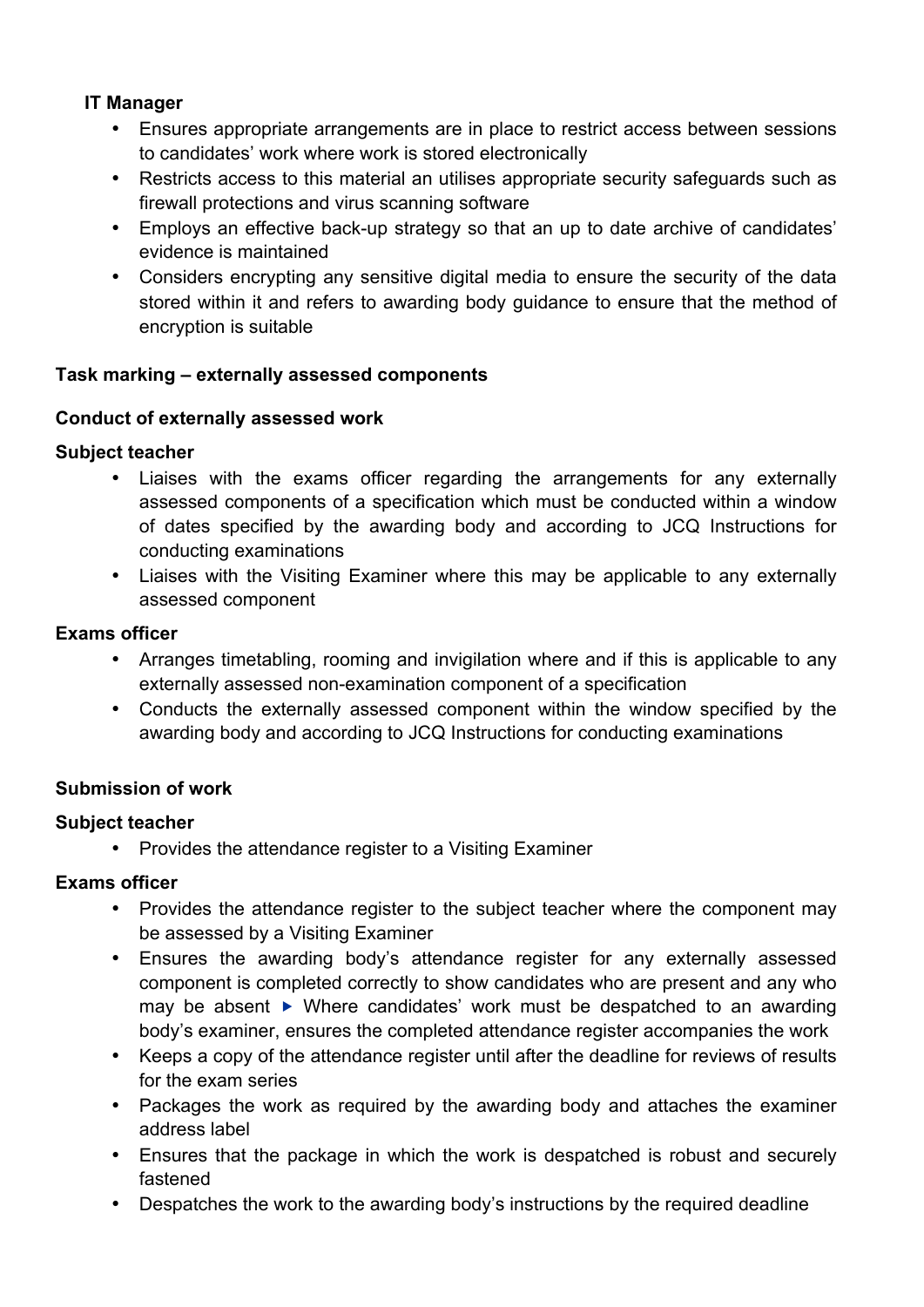**IT Manager**

- Ensures appropriate arrangements are in place to restrict access between sessions to candidates' work where work is stored electronically
- Restricts access to this material an utilises appropriate security safeguards such as firewall protections and virus scanning software
- Employs an effective back-up strategy so that an up to date archive of candidates' evidence is maintained
- Considers encrypting any sensitive digital media to ensure the security of the data stored within it and refers to awarding body guidance to ensure that the method of encryption is suitable

**Task marking – externally assessed components**

**Conduct of externally assessed work**

**Subject teacher**

- Liaises with the exams officer regarding the arrangements for any externally assessed components of a specification which must be conducted within a window of dates specified by the awarding body and according to JCQ Instructions for conducting examinations
- Liaises with the Visiting Examiner where this may be applicable to any externally assessed component

**Exams officer**

- Arranges timetabling, rooming and invigilation where and if this is applicable to any externally assessed non-examination component of a specification
- Conducts the externally assessed component within the window specified by the awarding body and according to JCQ Instructions for conducting examinations

**Submission of work**

**Subject teacher**

- Provides the attendance register to a Visiting Examiner

**Exams officer**

- Provides the attendance register to the subject teacher where the component may be assessed by a Visiting Examiner
- Ensures the awarding body's attendance register for any externally assessed component is completed correctly to show candidates who are present and any who may be absent ▸ Where candidates' work must be despatched to an awarding body's examiner, ensures the completed attendance register accompanies the work
- Keeps a copy of the attendance register until after the deadline for reviews of results for the exam series
- Packages the work as required by the awarding body and attaches the examiner address label
- Ensures that the package in which the work is despatched is robust and securely fastened
- Despatches the work to the awarding body's instructions by the required deadline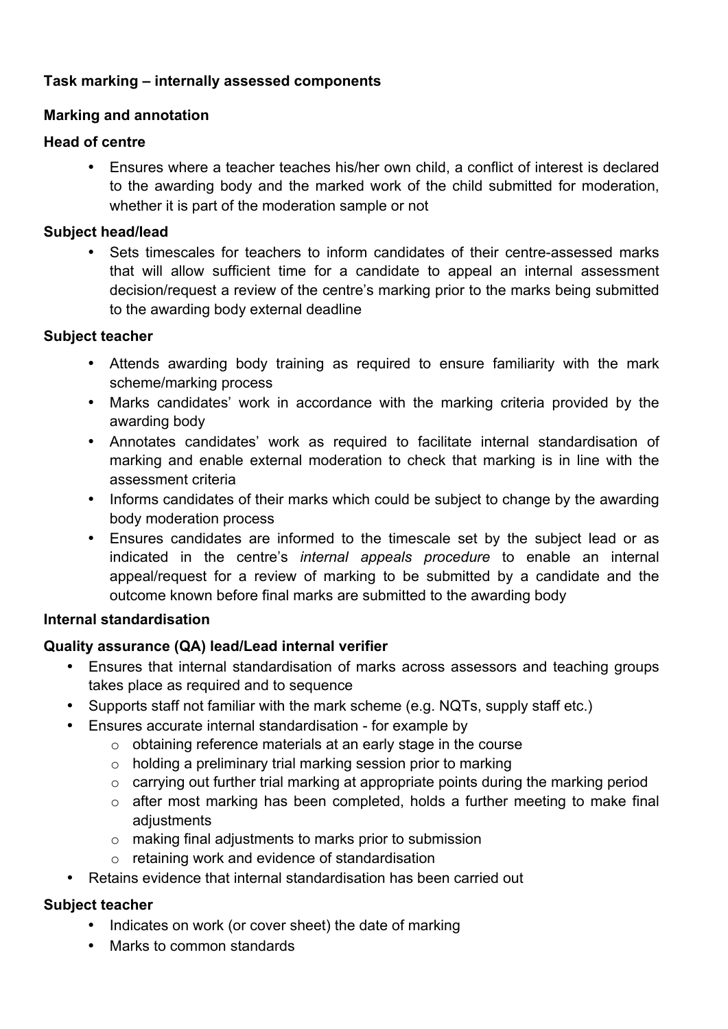**Task marking – internally assessed components**

**Marking and annotation**

**Head of centre**

- Ensures where a teacher teaches his/her own child, a conflict of interest is declared to the awarding body and the marked work of the child submitted for moderation, whether it is part of the moderation sample or not

**Subject head/lead**

- Sets timescales for teachers to inform candidates of their centre-assessed marks that will allow sufficient time for a candidate to appeal an internal assessment decision/request a review of the centre's marking prior to the marks being submitted to the awarding body external deadline

**Subject teacher**

- Attends awarding body training as required to ensure familiarity with the mark scheme/marking process
- Marks candidates' work in accordance with the marking criteria provided by the awarding body
- Annotates candidates' work as required to facilitate internal standardisation of marking and enable external moderation to check that marking is in line with the assessment criteria
- Informs candidates of their marks which could be subject to change by the awarding body moderation process
- Ensures candidates are informed to the timescale set by the subject lead or as indicated in the centre's *internal appeals procedure* to enable an internal appeal/request for a review of marking to be submitted by a candidate and the outcome known before final marks are submitted to the awarding body

**Internal standardisation**

**Quality assurance (QA) lead/Lead internal verifier**

- Ensures that internal standardisation of marks across assessors and teaching groups takes place as required and to sequence
- Supports staff not familiar with the mark scheme (e.g. NQTs, supply staff etc.)
- Ensures accurate internal standardisation - for example by
    - obtaining reference materials at an early stage in the course
    - holding a preliminary trial marking session prior to marking
    - carrying out further trial marking at appropriate points during the marking period
    - after most marking has been completed, holds a further meeting to make final adjustments
    - making final adjustments to marks prior to submission
    - retaining work and evidence of standardisation
- Retains evidence that internal standardisation has been carried out

**Subject teacher**

- Indicates on work (or cover sheet) the date of marking
- Marks to common standards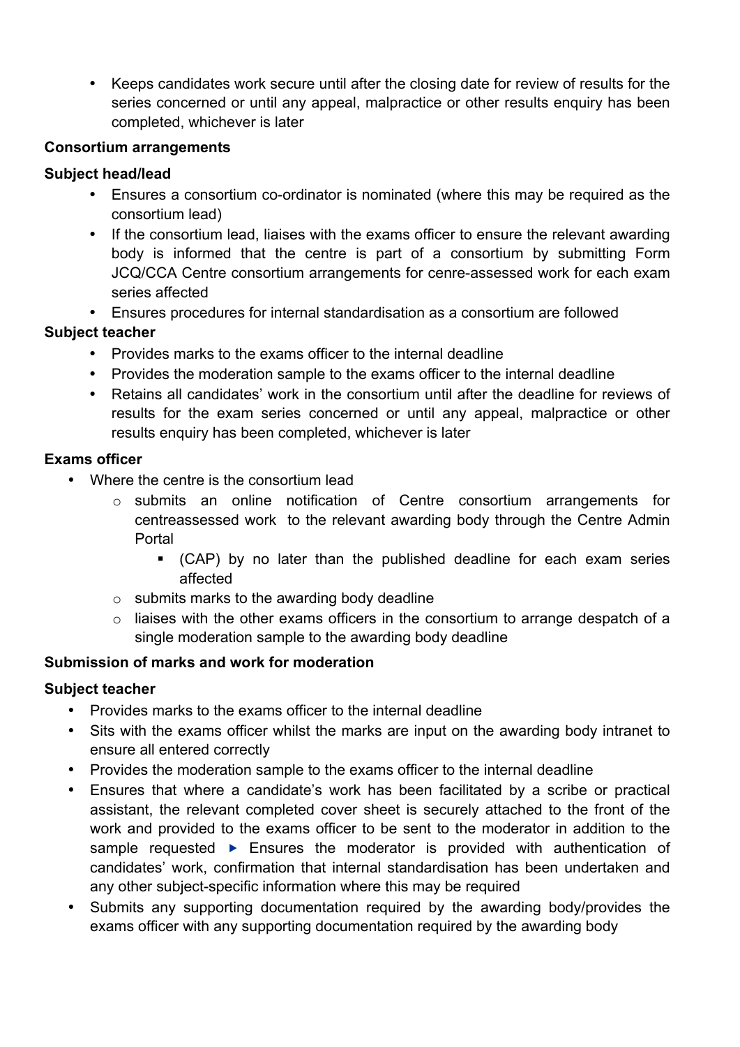- Keeps candidates work secure until after the closing date for review of results for the series concerned or until any appeal, malpractice or other results enquiry has been completed, whichever is later

**Consortium arrangements**

**Subject head/lead**

- Ensures a consortium co-ordinator is nominated (where this may be required as the consortium lead)
- If the consortium lead, liaises with the exams officer to ensure the relevant awarding body is informed that the centre is part of a consortium by submitting Form JCQ/CCA Centre consortium arrangements for cenre-assessed work for each exam series affected
- Ensures procedures for internal standardisation as a consortium are followed

**Subject teacher**

- Provides marks to the exams officer to the internal deadline
- Provides the moderation sample to the exams officer to the internal deadline
- Retains all candidates' work in the consortium until after the deadline for reviews of results for the exam series concerned or until any appeal, malpractice or other results enquiry has been completed, whichever is later

**Exams officer**

- Where the centre is the consortium lead
    - submits an online notification of Centre consortium arrangements for centreassessed work to the relevant awarding body through the Centre Admin Portal
        - (CAP) by no later than the published deadline for each exam series affected
    - submits marks to the awarding body deadline
    - liaises with the other exams officers in the consortium to arrange despatch of a single moderation sample to the awarding body deadline

**Submission of marks and work for moderation**

**Subject teacher**

- Provides marks to the exams officer to the internal deadline
- Sits with the exams officer whilst the marks are input on the awarding body intranet to ensure all entered correctly
- Provides the moderation sample to the exams officer to the internal deadline
- Ensures that where a candidate's work has been facilitated by a scribe or practical assistant, the relevant completed cover sheet is securely attached to the front of the work and provided to the exams officer to be sent to the moderator in addition to the sample requested ▶ Ensures the moderator is provided with authentication of candidates' work, confirmation that internal standardisation has been undertaken and any other subject-specific information where this may be required
- Submits any supporting documentation required by the awarding body/provides the exams officer with any supporting documentation required by the awarding body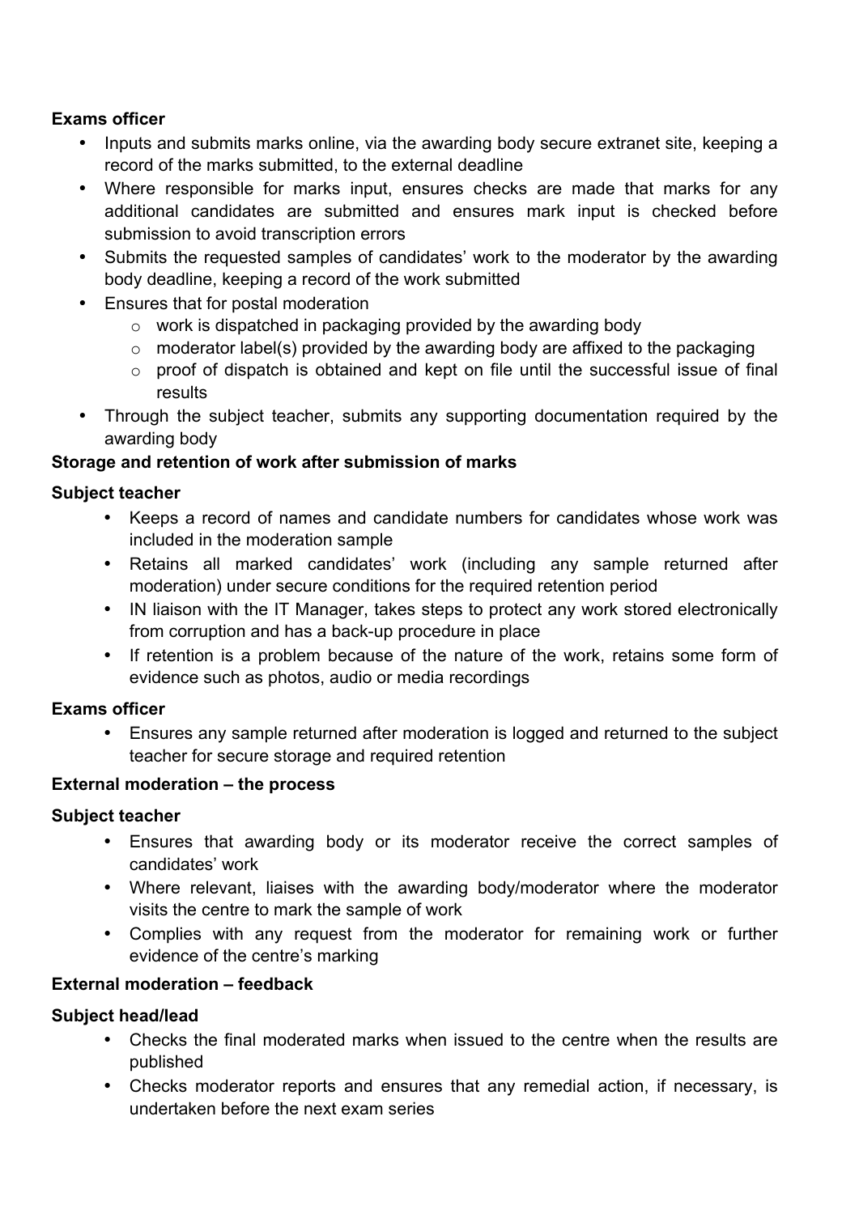**Exams officer**

- Inputs and submits marks online, via the awarding body secure extranet site, keeping a record of the marks submitted, to the external deadline
- Where responsible for marks input, ensures checks are made that marks for any additional candidates are submitted and ensures mark input is checked before submission to avoid transcription errors
- Submits the requested samples of candidates' work to the moderator by the awarding body deadline, keeping a record of the work submitted
- Ensures that for postal moderation
    - work is dispatched in packaging provided by the awarding body
    - moderator label(s) provided by the awarding body are affixed to the packaging
    - proof of dispatch is obtained and kept on file until the successful issue of final results
- Through the subject teacher, submits any supporting documentation required by the awarding body

**Storage and retention of work after submission of marks**

**Subject teacher**

- Keeps a record of names and candidate numbers for candidates whose work was included in the moderation sample
- Retains all marked candidates' work (including any sample returned after moderation) under secure conditions for the required retention period
- IN liaison with the IT Manager, takes steps to protect any work stored electronically from corruption and has a back-up procedure in place
- If retention is a problem because of the nature of the work, retains some form of evidence such as photos, audio or media recordings

**Exams officer**

- Ensures any sample returned after moderation is logged and returned to the subject teacher for secure storage and required retention

**External moderation – the process**

**Subject teacher**

- Ensures that awarding body or its moderator receive the correct samples of candidates' work
- Where relevant, liaises with the awarding body/moderator where the moderator visits the centre to mark the sample of work
- Complies with any request from the moderator for remaining work or further evidence of the centre's marking

**External moderation – feedback**

**Subject head/lead**

- Checks the final moderated marks when issued to the centre when the results are published
- Checks moderator reports and ensures that any remedial action, if necessary, is undertaken before the next exam series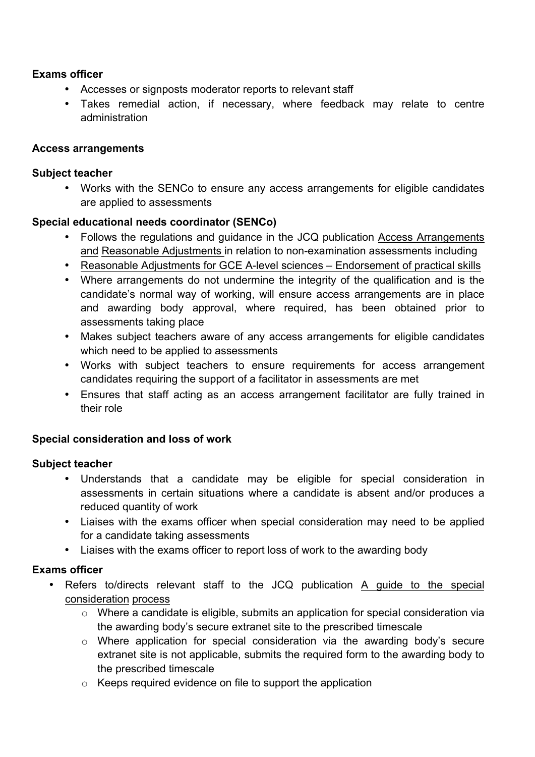**Exams officer**

- Accesses or signposts moderator reports to relevant staff
- Takes remedial action, if necessary, where feedback may relate to centre administration

**Access arrangements**

**Subject teacher**

- Works with the SENCo to ensure any access arrangements for eligible candidates are applied to assessments

**Special educational needs coordinator (SENCo)**

- Follows the regulations and guidance in the JCQ publication Access Arrangements and Reasonable Adjustments in relation to non-examination assessments including
- Reasonable Adjustments for GCE A-level sciences – Endorsement of practical skills
- Where arrangements do not undermine the integrity of the qualification and is the candidate's normal way of working, will ensure access arrangements are in place and awarding body approval, where required, has been obtained prior to assessments taking place
- Makes subject teachers aware of any access arrangements for eligible candidates which need to be applied to assessments
- Works with subject teachers to ensure requirements for access arrangement candidates requiring the support of a facilitator in assessments are met
- Ensures that staff acting as an access arrangement facilitator are fully trained in their role

**Special consideration and loss of work**

**Subject teacher**

- Understands that a candidate may be eligible for special consideration in assessments in certain situations where a candidate is absent and/or produces a reduced quantity of work
- Liaises with the exams officer when special consideration may need to be applied for a candidate taking assessments
- Liaises with the exams officer to report loss of work to the awarding body

**Exams officer**

- Refers to/directs relevant staff to the JCQ publication A guide to the special consideration process
  - Where a candidate is eligible, submits an application for special consideration via the awarding body's secure extranet site to the prescribed timescale
  - Where application for special consideration via the awarding body's secure extranet site is not applicable, submits the required form to the awarding body to the prescribed timescale
  - Keeps required evidence on file to support the application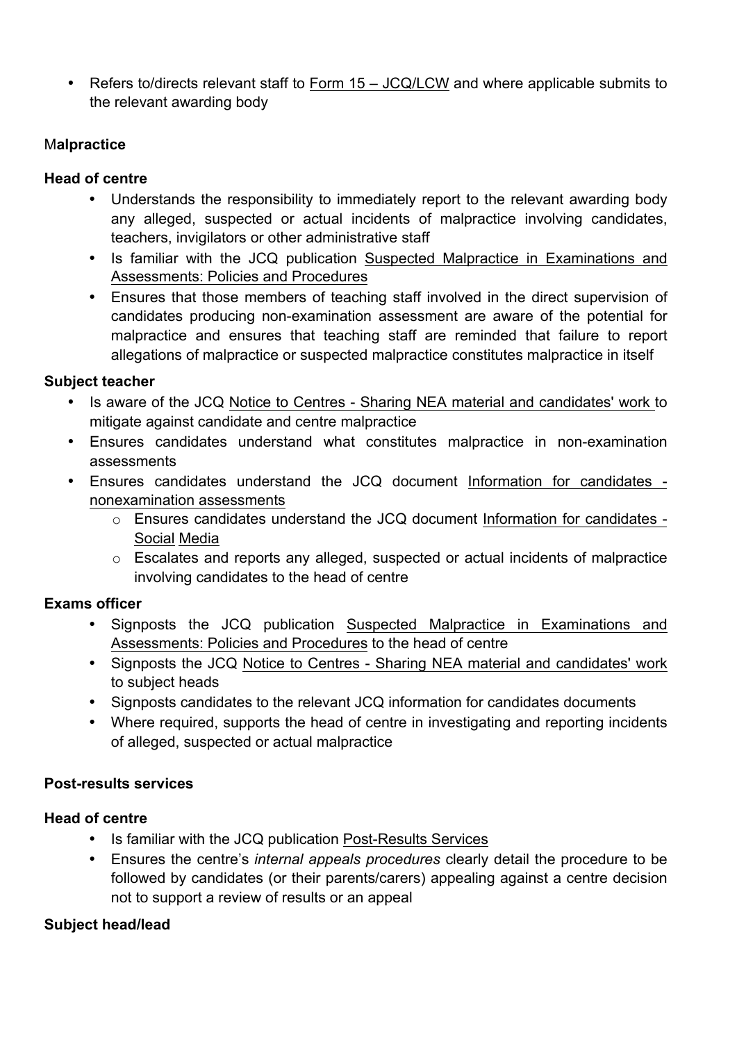- Refers to/directs relevant staff to Form 15 – JCQ/LCW and where applicable submits to the relevant awarding body

**Malpractice**

**Head of centre**

- Understands the responsibility to immediately report to the relevant awarding body any alleged, suspected or actual incidents of malpractice involving candidates, teachers, invigilators or other administrative staff
- Is familiar with the JCQ publication Suspected Malpractice in Examinations and Assessments: Policies and Procedures
- Ensures that those members of teaching staff involved in the direct supervision of candidates producing non-examination assessment are aware of the potential for malpractice and ensures that teaching staff are reminded that failure to report allegations of malpractice or suspected malpractice constitutes malpractice in itself

**Subject teacher**

- Is aware of the JCQ Notice to Centres - Sharing NEA material and candidates' work to mitigate against candidate and centre malpractice
- Ensures candidates understand what constitutes malpractice in non-examination assessments
- Ensures candidates understand the JCQ document Information for candidates - nonexamination assessments
  - Ensures candidates understand the JCQ document Information for candidates - Social Media
  - Escalates and reports any alleged, suspected or actual incidents of malpractice involving candidates to the head of centre

**Exams officer**

- Signposts the JCQ publication Suspected Malpractice in Examinations and Assessments: Policies and Procedures to the head of centre
- Signposts the JCQ Notice to Centres - Sharing NEA material and candidates' work to subject heads
- Signposts candidates to the relevant JCQ information for candidates documents
- Where required, supports the head of centre in investigating and reporting incidents of alleged, suspected or actual malpractice

**Post-results services**

**Head of centre**

- Is familiar with the JCQ publication Post-Results Services
- Ensures the centre's *internal appeals procedures* clearly detail the procedure to be followed by candidates (or their parents/carers) appealing against a centre decision not to support a review of results or an appeal

**Subject head/lead**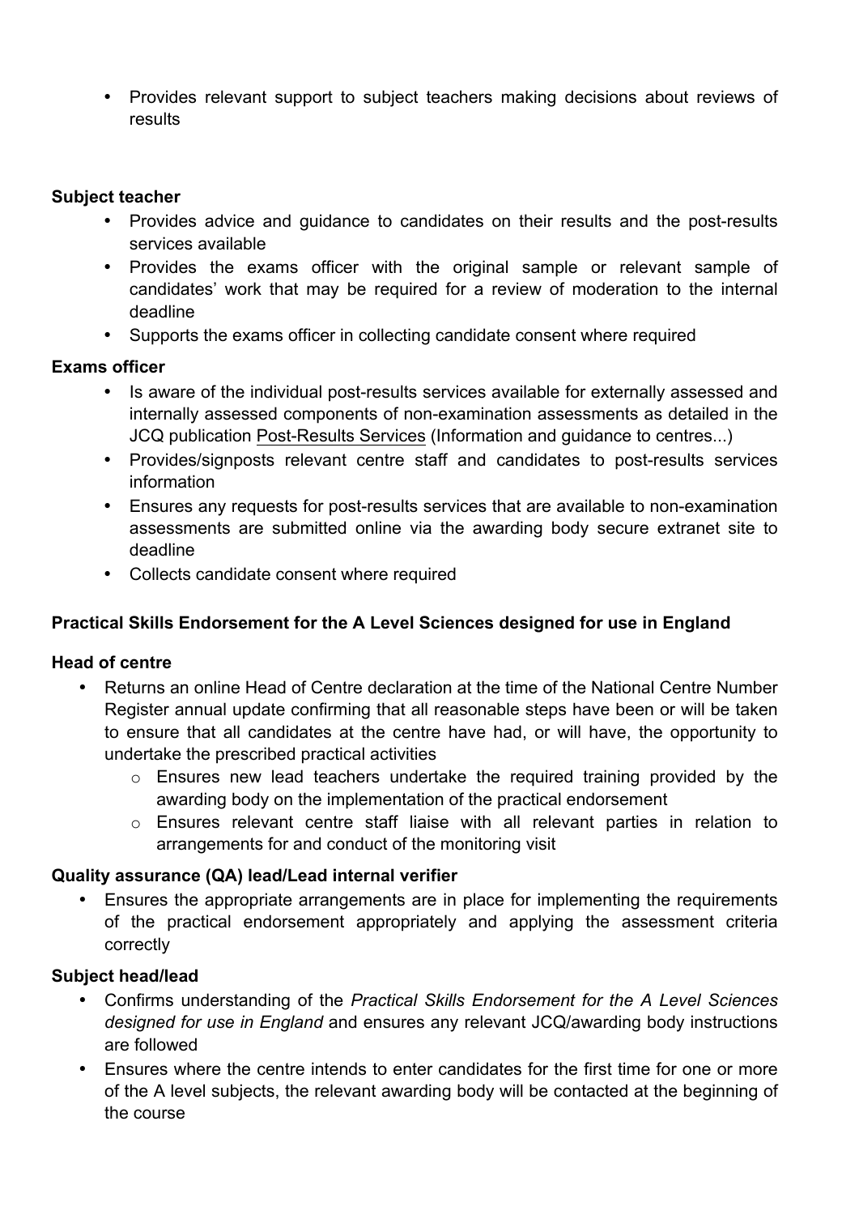- Provides relevant support to subject teachers making decisions about reviews of results

**Subject teacher**

- Provides advice and guidance to candidates on their results and the post-results services available
- Provides the exams officer with the original sample or relevant sample of candidates' work that may be required for a review of moderation to the internal deadline
- Supports the exams officer in collecting candidate consent where required

**Exams officer**

- Is aware of the individual post-results services available for externally assessed and internally assessed components of non-examination assessments as detailed in the JCQ publication Post-Results Services (Information and guidance to centres...)
- Provides/signposts relevant centre staff and candidates to post-results services information
- Ensures any requests for post-results services that are available to non-examination assessments are submitted online via the awarding body secure extranet site to deadline
- Collects candidate consent where required

**Practical Skills Endorsement for the A Level Sciences designed for use in England**

**Head of centre**

- Returns an online Head of Centre declaration at the time of the National Centre Number Register annual update confirming that all reasonable steps have been or will be taken to ensure that all candidates at the centre have had, or will have, the opportunity to undertake the prescribed practical activities
  - Ensures new lead teachers undertake the required training provided by the awarding body on the implementation of the practical endorsement
  - Ensures relevant centre staff liaise with all relevant parties in relation to arrangements for and conduct of the monitoring visit

**Quality assurance (QA) lead/Lead internal verifier**

- Ensures the appropriate arrangements are in place for implementing the requirements of the practical endorsement appropriately and applying the assessment criteria correctly

**Subject head/lead**

- Confirms understanding of the *Practical Skills Endorsement for the A Level Sciences designed for use in England* and ensures any relevant JCQ/awarding body instructions are followed
- Ensures where the centre intends to enter candidates for the first time for one or more of the A level subjects, the relevant awarding body will be contacted at the beginning of the course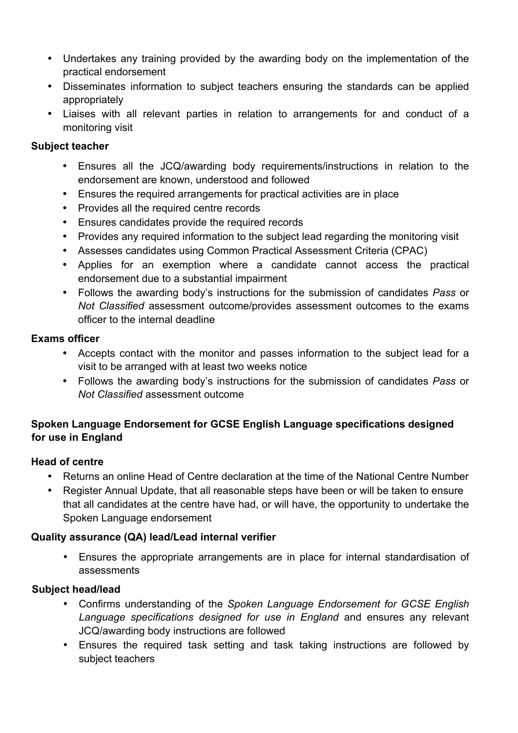- Undertakes any training provided by the awarding body on the implementation of the practical endorsement
- Disseminates information to subject teachers ensuring the standards can be applied appropriately
- Liaises with all relevant parties in relation to arrangements for and conduct of a monitoring visit

**Subject teacher**

- Ensures all the JCQ/awarding body requirements/instructions in relation to the endorsement are known, understood and followed
- Ensures the required arrangements for practical activities are in place
- Provides all the required centre records
- Ensures candidates provide the required records
- Provides any required information to the subject lead regarding the monitoring visit
- Assesses candidates using Common Practical Assessment Criteria (CPAC)
- Applies for an exemption where a candidate cannot access the practical endorsement due to a substantial impairment
- Follows the awarding body's instructions for the submission of candidates *Pass* or *Not Classified* assessment outcome/provides assessment outcomes to the exams officer to the internal deadline

**Exams officer**

- Accepts contact with the monitor and passes information to the subject lead for a visit to be arranged with at least two weeks notice
- Follows the awarding body's instructions for the submission of candidates *Pass* or *Not Classified* assessment outcome

**Spoken Language Endorsement for GCSE English Language specifications designed for use in England**

**Head of centre**

- Returns an online Head of Centre declaration at the time of the National Centre Number
- Register Annual Update, that all reasonable steps have been or will be taken to ensure that all candidates at the centre have had, or will have, the opportunity to undertake the Spoken Language endorsement

**Quality assurance (QA) lead/Lead internal verifier**

- Ensures the appropriate arrangements are in place for internal standardisation of assessments

**Subject head/lead**

- Confirms understanding of the *Spoken Language Endorsement for GCSE English Language specifications designed for use in England* and ensures any relevant JCQ/awarding body instructions are followed
- Ensures the required task setting and task taking instructions are followed by subject teachers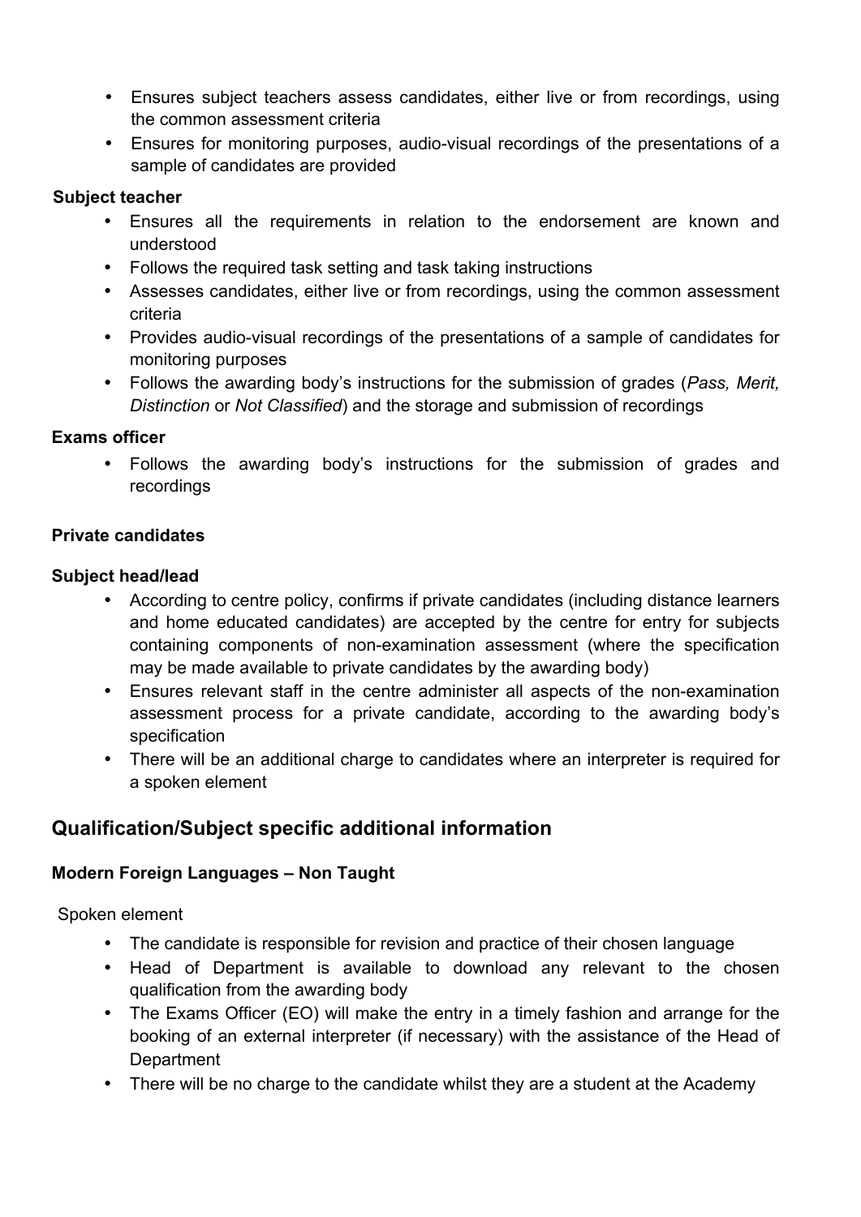- Ensures subject teachers assess candidates, either live or from recordings, using the common assessment criteria
- Ensures for monitoring purposes, audio-visual recordings of the presentations of a sample of candidates are provided

**Subject teacher**

- Ensures all the requirements in relation to the endorsement are known and understood
- Follows the required task setting and task taking instructions
- Assesses candidates, either live or from recordings, using the common assessment criteria
- Provides audio-visual recordings of the presentations of a sample of candidates for monitoring purposes
- Follows the awarding body's instructions for the submission of grades (*Pass, Merit, Distinction* or *Not Classified*) and the storage and submission of recordings

**Exams officer**

- Follows the awarding body's instructions for the submission of grades and recordings

**Private candidates**

**Subject head/lead**

- According to centre policy, confirms if private candidates (including distance learners and home educated candidates) are accepted by the centre for entry for subjects containing components of non-examination assessment (where the specification may be made available to private candidates by the awarding body)
- Ensures relevant staff in the centre administer all aspects of the non-examination assessment process for a private candidate, according to the awarding body's specification
- There will be an additional charge to candidates where an interpreter is required for a spoken element

## Qualification/Subject specific additional information

**Modern Foreign Languages – Non Taught**

Spoken element

- The candidate is responsible for revision and practice of their chosen language
- Head of Department is available to download any relevant to the chosen qualification from the awarding body
- The Exams Officer (EO) will make the entry in a timely fashion and arrange for the booking of an external interpreter (if necessary) with the assistance of the Head of Department
- There will be no charge to the candidate whilst they are a student at the Academy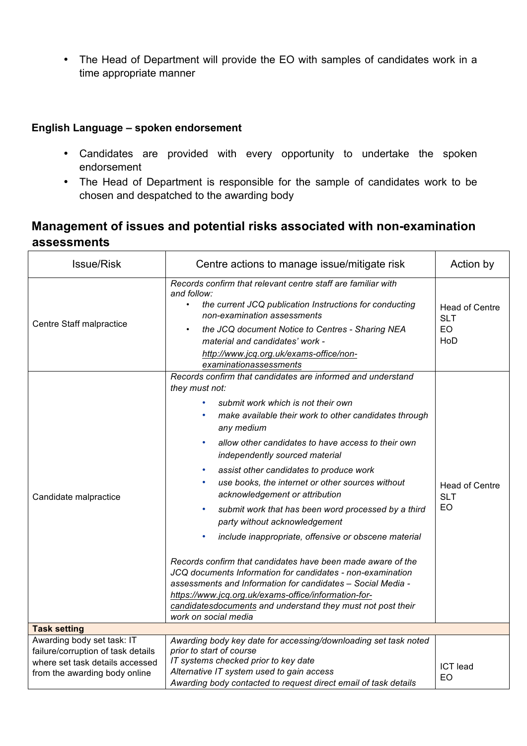- The Head of Department will provide the EO with samples of candidates work in a time appropriate manner

**English Language – spoken endorsement**

- Candidates are provided with every opportunity to undertake the spoken endorsement
- The Head of Department is responsible for the sample of candidates work to be chosen and despatched to the awarding body

## Management of issues and potential risks associated with non-examination assessments

| Issue/Risk | Centre actions to manage issue/mitigate risk | Action by |
|---|---|---|
| Centre Staff malpractice | *Records confirm that relevant centre staff are familiar with and follow:*<br>• *the current JCQ publication Instructions for conducting non-examination assessments*<br>• *the JCQ document Notice to Centres - Sharing NEA material and candidates' work - http://www.jcq.org.uk/exams-office/non-examinationassessments* | Head of Centre<br>SLT<br>EO<br>HoD |
| Candidate malpractice | *Records confirm that candidates are informed and understand they must not:*<br>• *submit work which is not their own*<br>• *make available their work to other candidates through any medium*<br>• *allow other candidates to have access to their own independently sourced material*<br>• *assist other candidates to produce work*<br>• *use books, the internet or other sources without acknowledgement or attribution*<br>• *submit work that has been word processed by a third party without acknowledgement*<br>• *include inappropriate, offensive or obscene material*<br><br>*Records confirm that candidates have been made aware of the JCQ documents Information for candidates - non-examination assessments and Information for candidates – Social Media - https://www.jcq.org.uk/exams-office/information-for-candidatesdocuments and understand they must not post their work on social media* | Head of Centre<br>SLT<br>EO |
| **Task setting** | | |
| Awarding body set task: IT failure/corruption of task details where set task details accessed from the awarding body online | *Awarding body key date for accessing/downloading set task noted prior to start of course*<br>*IT systems checked prior to key date*<br>*Alternative IT system used to gain access*<br>*Awarding body contacted to request direct email of task details* | ICT lead<br>EO |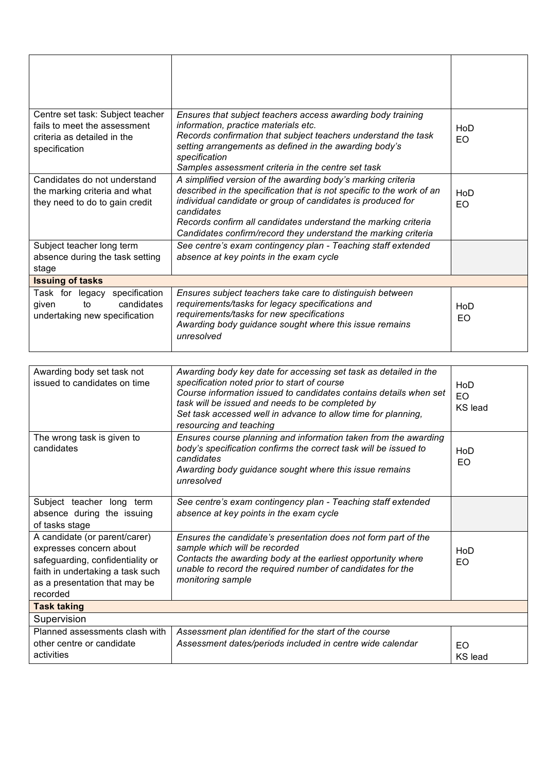| | | |
|---|---|---|
| | | |
| Centre set task: Subject teacher fails to meet the assessment criteria as detailed in the specification | *Ensures that subject teachers access awarding body training information, practice materials etc.*<br>*Records confirmation that subject teachers understand the task setting arrangements as defined in the awarding body's specification*<br>*Samples assessment criteria in the centre set task* | HoD<br>EO |
| Candidates do not understand the marking criteria and what they need to do to gain credit | *A simplified version of the awarding body's marking criteria described in the specification that is not specific to the work of an individual candidate or group of candidates is produced for candidates*<br>*Records confirm all candidates understand the marking criteria*<br>*Candidates confirm/record they understand the marking criteria* | HoD<br>EO |
| Subject teacher long term absence during the task setting stage | *See centre's exam contingency plan - Teaching staff extended absence at key points in the exam cycle* | |
| **Issuing of tasks** | | |
| Task for legacy specification given to candidates undertaking new specification | *Ensures subject teachers take care to distinguish between requirements/tasks for legacy specifications and requirements/tasks for new specifications*<br>*Awarding body guidance sought where this issue remains unresolved* | HoD<br>EO |
| Awarding body set task not issued to candidates on time | *Awarding body key date for accessing set task as detailed in the specification noted prior to start of course*<br>*Course information issued to candidates contains details when set task will be issued and needs to be completed by*<br>*Set task accessed well in advance to allow time for planning, resourcing and teaching* | HoD<br>EO<br>KS lead |
| The wrong task is given to candidates | *Ensures course planning and information taken from the awarding body's specification confirms the correct task will be issued to candidates*<br>*Awarding body guidance sought where this issue remains unresolved* | HoD<br>EO |
| Subject teacher long term absence during the issuing of tasks stage | *See centre's exam contingency plan - Teaching staff extended absence at key points in the exam cycle* | |
| A candidate (or parent/carer) expresses concern about safeguarding, confidentiality or faith in undertaking a task such as a presentation that may be recorded | *Ensures the candidate's presentation does not form part of the sample which will be recorded*<br>*Contacts the awarding body at the earliest opportunity where unable to record the required number of candidates for the monitoring sample* | HoD<br>EO |
| **Task taking** | | |
| Supervision | | |
| Planned assessments clash with other centre or candidate activities | *Assessment plan identified for the start of the course*<br>*Assessment dates/periods included in centre wide calendar* | EO<br>KS lead |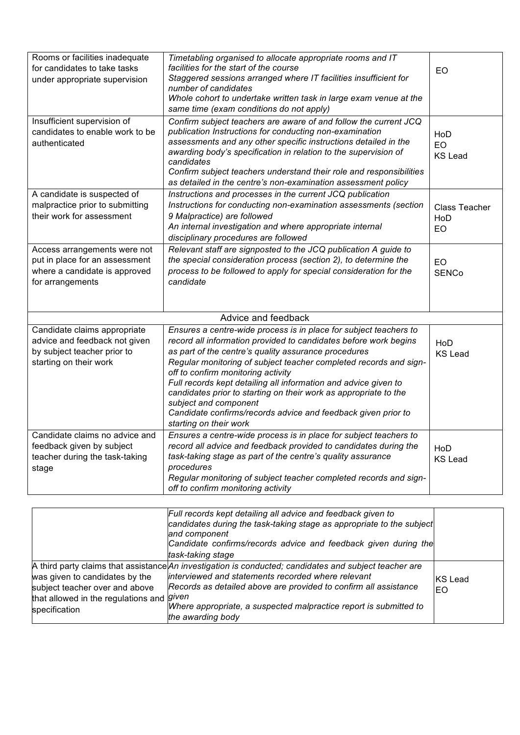| | | |
|---|---|---|
| Rooms or facilities inadequate for candidates to take tasks under appropriate supervision | *Timetabling organised to allocate appropriate rooms and IT facilities for the start of the course*<br>*Staggered sessions arranged where IT facilities insufficient for number of candidates*<br>*Whole cohort to undertake written task in large exam venue at the same time (exam conditions do not apply)* | EO |
| Insufficient supervision of candidates to enable work to be authenticated | *Confirm subject teachers are aware of and follow the current JCQ publication Instructions for conducting non-examination assessments and any other specific instructions detailed in the awarding body's specification in relation to the supervision of candidates*<br>*Confirm subject teachers understand their role and responsibilities as detailed in the centre's non-examination assessment policy* | HoD<br>EO<br>KS Lead |
| A candidate is suspected of malpractice prior to submitting their work for assessment | *Instructions and processes in the current JCQ publication Instructions for conducting non-examination assessments (section 9 Malpractice) are followed*<br>*An internal investigation and where appropriate internal disciplinary procedures are followed* | Class Teacher<br>HoD<br>EO |
| Access arrangements were not put in place for an assessment where a candidate is approved for arrangements | *Relevant staff are signposted to the JCQ publication A guide to the special consideration process (section 2), to determine the process to be followed to apply for special consideration for the candidate* | EO<br>SENCo |
| **Advice and feedback** | | |
| Candidate claims appropriate advice and feedback not given by subject teacher prior to starting on their work | *Ensures a centre-wide process is in place for subject teachers to record all information provided to candidates before work begins as part of the centre's quality assurance procedures*<br>*Regular monitoring of subject teacher completed records and sign-off to confirm monitoring activity*<br>*Full records kept detailing all information and advice given to candidates prior to starting on their work as appropriate to the subject and component*<br>*Candidate confirms/records advice and feedback given prior to starting on their work* | HoD<br>KS Lead |
| Candidate claims no advice and feedback given by subject teacher during the task-taking stage | *Ensures a centre-wide process is in place for subject teachers to record all advice and feedback provided to candidates during the task-taking stage as part of the centre's quality assurance procedures*<br>*Regular monitoring of subject teacher completed records and sign-off to confirm monitoring activity*<br>*Full records kept detailing all advice and feedback given to candidates during the task-taking stage as appropriate to the subject and component*<br>*Candidate confirms/records advice and feedback given during the task-taking stage* | HoD<br>KS Lead |
| A third party claims that assistance was given to candidates by the subject teacher over and above that allowed in the regulations and specification | *An investigation is conducted; candidates and subject teacher are interviewed and statements recorded where relevant*<br>*Records as detailed above are provided to confirm all assistance given*<br>*Where appropriate, a suspected malpractice report is submitted to the awarding body* | KS Lead<br>EO |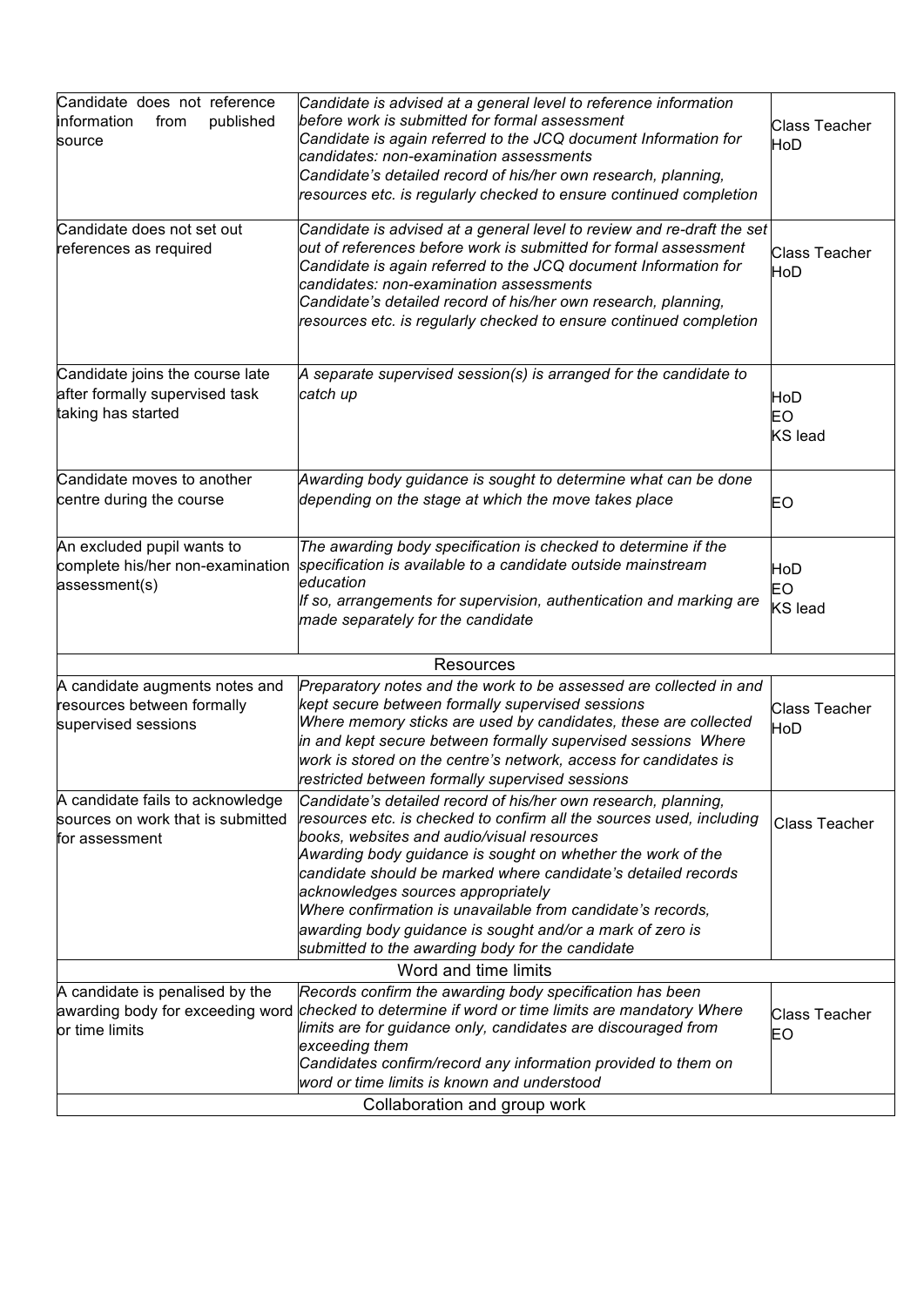| | | |
|---|---|---|
| Candidate does not reference information from published source | *Candidate is advised at a general level to reference information before work is submitted for formal assessment*<br>*Candidate is again referred to the JCQ document Information for candidates: non-examination assessments*<br>*Candidate's detailed record of his/her own research, planning, resources etc. is regularly checked to ensure continued completion* | Class Teacher<br>HoD |
| Candidate does not set out references as required | *Candidate is advised at a general level to review and re-draft the set out of references before work is submitted for formal assessment*<br>*Candidate is again referred to the JCQ document Information for candidates: non-examination assessments*<br>*Candidate's detailed record of his/her own research, planning, resources etc. is regularly checked to ensure continued completion* | Class Teacher<br>HoD |
| Candidate joins the course late after formally supervised task taking has started | *A separate supervised session(s) is arranged for the candidate to catch up* | HoD<br>EO<br>KS lead |
| Candidate moves to another centre during the course | *Awarding body guidance is sought to determine what can be done depending on the stage at which the move takes place* | EO |
| An excluded pupil wants to complete his/her non-examination assessment(s) | *The awarding body specification is checked to determine if the specification is available to a candidate outside mainstream education*<br>*If so, arrangements for supervision, authentication and marking are made separately for the candidate* | HoD<br>EO<br>KS lead |
| | Resources | |
| A candidate augments notes and resources between formally supervised sessions | *Preparatory notes and the work to be assessed are collected in and kept secure between formally supervised sessions*<br>*Where memory sticks are used by candidates, these are collected in and kept secure between formally supervised sessions Where work is stored on the centre's network, access for candidates is restricted between formally supervised sessions* | Class Teacher<br>HoD |
| A candidate fails to acknowledge sources on work that is submitted for assessment | *Candidate's detailed record of his/her own research, planning, resources etc. is checked to confirm all the sources used, including books, websites and audio/visual resources*<br>*Awarding body guidance is sought on whether the work of the candidate should be marked where candidate's detailed records acknowledges sources appropriately*<br>*Where confirmation is unavailable from candidate's records, awarding body guidance is sought and/or a mark of zero is submitted to the awarding body for the candidate* | Class Teacher |
| | Word and time limits | |
| A candidate is penalised by the awarding body for exceeding word or time limits | *Records confirm the awarding body specification has been checked to determine if word or time limits are mandatory Where limits are for guidance only, candidates are discouraged from exceeding them*<br>*Candidates confirm/record any information provided to them on word or time limits is known and understood* | Class Teacher<br>EO |
| | Collaboration and group work | |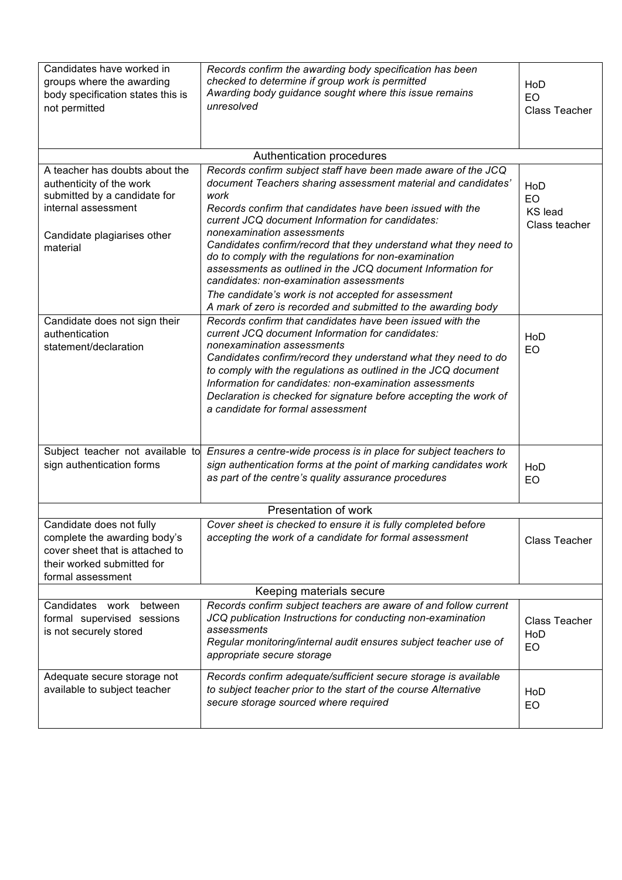| | | |
|---|---|---|
| Candidates have worked in groups where the awarding body specification states this is not permitted | *Records confirm the awarding body specification has been checked to determine if group work is permitted*<br>*Awarding body guidance sought where this issue remains unresolved* | HoD<br>EO<br>Class Teacher |
| | Authentication procedures | |
| A teacher has doubts about the authenticity of the work submitted by a candidate for internal assessment<br><br>Candidate plagiarises other material | *Records confirm subject staff have been made aware of the JCQ document Teachers sharing assessment material and candidates' work*<br>*Records confirm that candidates have been issued with the current JCQ document Information for candidates: nonexamination assessments*<br>*Candidates confirm/record that they understand what they need to do to comply with the regulations for non-examination assessments as outlined in the JCQ document Information for candidates: non-examination assessments*<br>*The candidate's work is not accepted for assessment*<br>*A mark of zero is recorded and submitted to the awarding body* | HoD<br>EO<br>KS lead<br>Class teacher |
| Candidate does not sign their authentication statement/declaration | *Records confirm that candidates have been issued with the current JCQ document Information for candidates: nonexamination assessments*<br>*Candidates confirm/record they understand what they need to do to comply with the regulations as outlined in the JCQ document Information for candidates: non-examination assessments*<br>*Declaration is checked for signature before accepting the work of a candidate for formal assessment* | HoD<br>EO |
| Subject teacher not available to sign authentication forms | *Ensures a centre-wide process is in place for subject teachers to sign authentication forms at the point of marking candidates work as part of the centre's quality assurance procedures* | HoD<br>EO |
| | Presentation of work | |
| Candidate does not fully complete the awarding body's cover sheet that is attached to their worked submitted for formal assessment | *Cover sheet is checked to ensure it is fully completed before accepting the work of a candidate for formal assessment* | Class Teacher |
| | Keeping materials secure | |
| Candidates work between formal supervised sessions is not securely stored | *Records confirm subject teachers are aware of and follow current JCQ publication Instructions for conducting non-examination assessments*<br>*Regular monitoring/internal audit ensures subject teacher use of appropriate secure storage* | Class Teacher<br>HoD<br>EO |
| Adequate secure storage not available to subject teacher | *Records confirm adequate/sufficient secure storage is available to subject teacher prior to the start of the course Alternative secure storage sourced where required* | HoD<br>EO |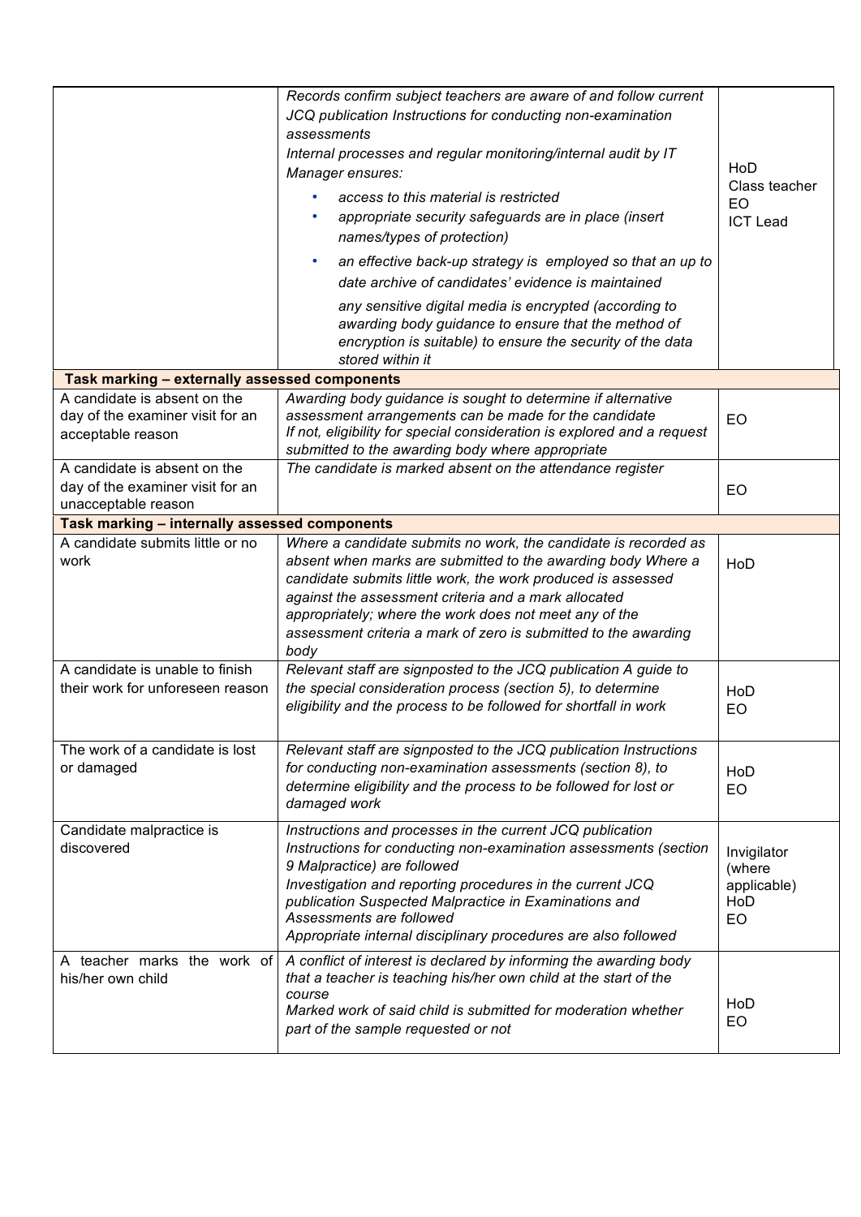| | | |
|---|---|---|
| | *Records confirm subject teachers are aware of and follow current JCQ publication Instructions for conducting non-examination assessments*<br>*Internal processes and regular monitoring/internal audit by IT Manager ensures:*<br>• *access to this material is restricted*<br>• *appropriate security safeguards are in place (insert names/types of protection)*<br>• *an effective back-up strategy is employed so that an up to date archive of candidates' evidence is maintained*<br>*any sensitive digital media is encrypted (according to awarding body guidance to ensure that the method of encryption is suitable) to ensure the security of the data stored within it* | HoD<br>Class teacher<br>EO<br>ICT Lead |
| **Task marking – externally assessed components** | | |
| A candidate is absent on the day of the examiner visit for an acceptable reason | *Awarding body guidance is sought to determine if alternative assessment arrangements can be made for the candidate*<br>*If not, eligibility for special consideration is explored and a request submitted to the awarding body where appropriate* | EO |
| A candidate is absent on the day of the examiner visit for an unacceptable reason | *The candidate is marked absent on the attendance register* | EO |
| **Task marking – internally assessed components** | | |
| A candidate submits little or no work | *Where a candidate submits no work, the candidate is recorded as absent when marks are submitted to the awarding body Where a candidate submits little work, the work produced is assessed against the assessment criteria and a mark allocated appropriately; where the work does not meet any of the assessment criteria a mark of zero is submitted to the awarding body* | HoD |
| A candidate is unable to finish their work for unforeseen reason | *Relevant staff are signposted to the JCQ publication A guide to the special consideration process (section 5), to determine eligibility and the process to be followed for shortfall in work* | HoD<br>EO |
| The work of a candidate is lost or damaged | *Relevant staff are signposted to the JCQ publication Instructions for conducting non-examination assessments (section 8), to determine eligibility and the process to be followed for lost or damaged work* | HoD<br>EO |
| Candidate malpractice is discovered | *Instructions and processes in the current JCQ publication Instructions for conducting non-examination assessments (section 9 Malpractice) are followed*<br>*Investigation and reporting procedures in the current JCQ publication Suspected Malpractice in Examinations and Assessments are followed*<br>*Appropriate internal disciplinary procedures are also followed* | Invigilator (where applicable)<br>HoD<br>EO |
| A teacher marks the work of his/her own child | *A conflict of interest is declared by informing the awarding body that a teacher is teaching his/her own child at the start of the course*<br>*Marked work of said child is submitted for moderation whether part of the sample requested or not* | HoD<br>EO |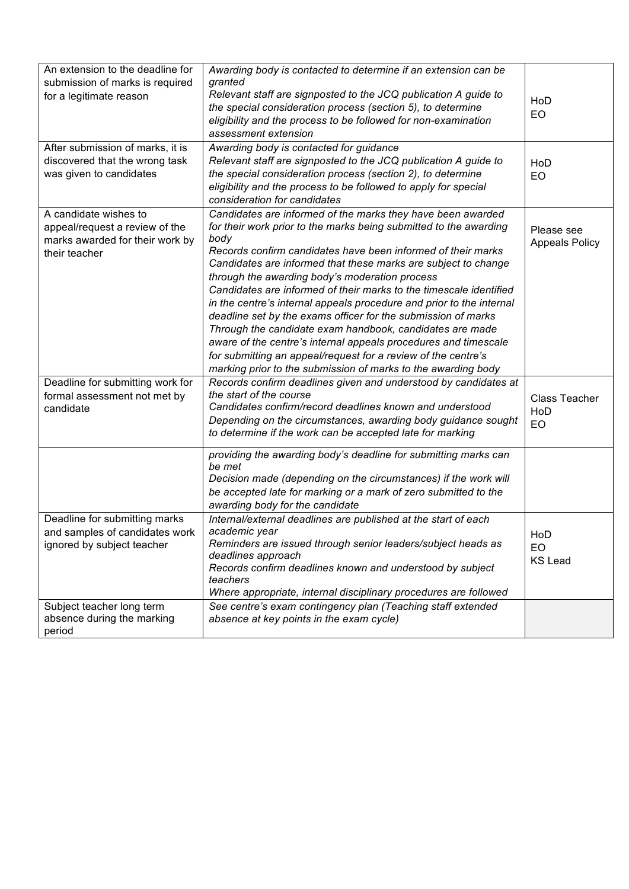| | | |
|---|---|---|
| An extension to the deadline for submission of marks is required for a legitimate reason | *Awarding body is contacted to determine if an extension can be granted*<br>*Relevant staff are signposted to the JCQ publication A guide to the special consideration process (section 5), to determine eligibility and the process to be followed for non-examination assessment extension* | HoD<br>EO |
| After submission of marks, it is discovered that the wrong task was given to candidates | *Awarding body is contacted for guidance*<br>*Relevant staff are signposted to the JCQ publication A guide to the special consideration process (section 2), to determine eligibility and the process to be followed to apply for special consideration for candidates* | HoD<br>EO |
| A candidate wishes to appeal/request a review of the marks awarded for their work by their teacher | *Candidates are informed of the marks they have been awarded for their work prior to the marks being submitted to the awarding body*<br>*Records confirm candidates have been informed of their marks*<br>*Candidates are informed that these marks are subject to change through the awarding body's moderation process*<br>*Candidates are informed of their marks to the timescale identified in the centre's internal appeals procedure and prior to the internal deadline set by the exams officer for the submission of marks*<br>*Through the candidate exam handbook, candidates are made aware of the centre's internal appeals procedures and timescale for submitting an appeal/request for a review of the centre's marking prior to the submission of marks to the awarding body* | Please see Appeals Policy |
| Deadline for submitting work for formal assessment not met by candidate | *Records confirm deadlines given and understood by candidates at the start of the course*<br>*Candidates confirm/record deadlines known and understood*<br>*Depending on the circumstances, awarding body guidance sought to determine if the work can be accepted late for marking* | Class Teacher<br>HoD<br>EO |
| | *providing the awarding body's deadline for submitting marks can be met*<br>*Decision made (depending on the circumstances) if the work will be accepted late for marking or a mark of zero submitted to the awarding body for the candidate* | |
| Deadline for submitting marks and samples of candidates work ignored by subject teacher | *Internal/external deadlines are published at the start of each academic year*<br>*Reminders are issued through senior leaders/subject heads as deadlines approach*<br>*Records confirm deadlines known and understood by subject teachers*<br>*Where appropriate, internal disciplinary procedures are followed* | HoD<br>EO<br>KS Lead |
| Subject teacher long term absence during the marking period | *See centre's exam contingency plan (Teaching staff extended absence at key points in the exam cycle)* | |